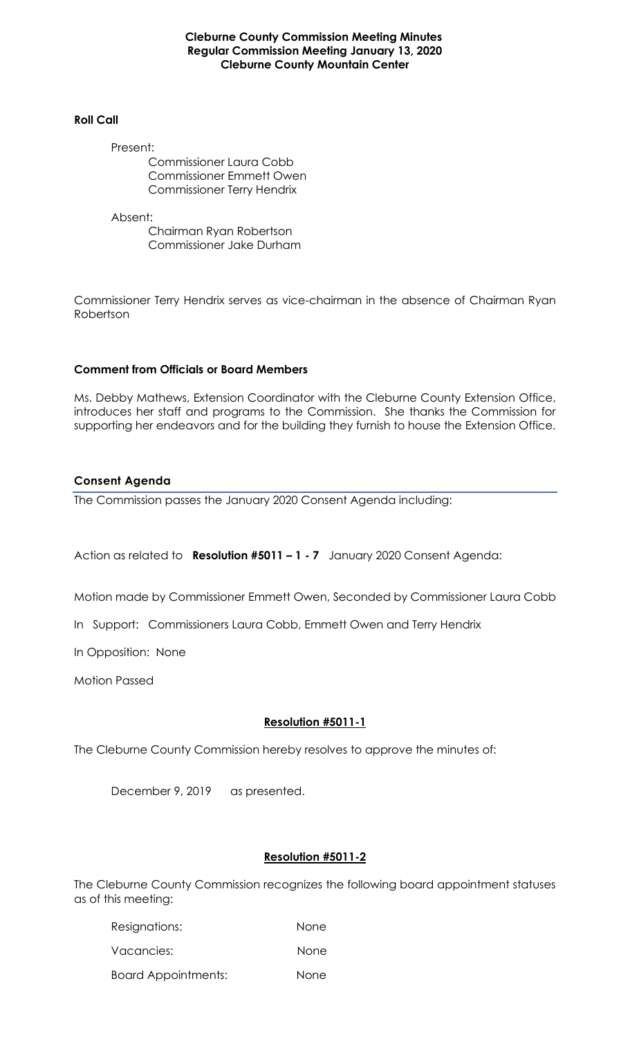**Cleburne County Commission Meeting Minutes**
**Regular Commission Meeting January 13, 2020**
**Cleburne County Mountain Center**

**Roll Call**

Present:
- Commissioner Laura Cobb
- Commissioner Emmett Owen
- Commissioner Terry Hendrix

Absent:
- Chairman Ryan Robertson
- Commissioner Jake Durham

Commissioner Terry Hendrix serves as vice-chairman in the absence of Chairman Ryan Robertson

**Comment from Officials or Board Members**

Ms. Debby Mathews, Extension Coordinator with the Cleburne County Extension Office, introduces her staff and programs to the Commission. She thanks the Commission for supporting her endeavors and for the building they furnish to house the Extension Office.

**Consent Agenda**

The Commission passes the January 2020 Consent Agenda including:

Action as related to **Resolution #5011 – 1 - 7** January 2020 Consent Agenda:

Motion made by Commissioner Emmett Owen, Seconded by Commissioner Laura Cobb

In Support: Commissioners Laura Cobb, Emmett Owen and Terry Hendrix

In Opposition: None

Motion Passed

**Resolution #5011-1**

The Cleburne County Commission hereby resolves to approve the minutes of:

December 9, 2019 as presented.

**Resolution #5011-2**

The Cleburne County Commission recognizes the following board appointment statuses as of this meeting:

| | |
|---|---|
| Resignations: | None |
| Vacancies: | None |
| Board Appointments: | None |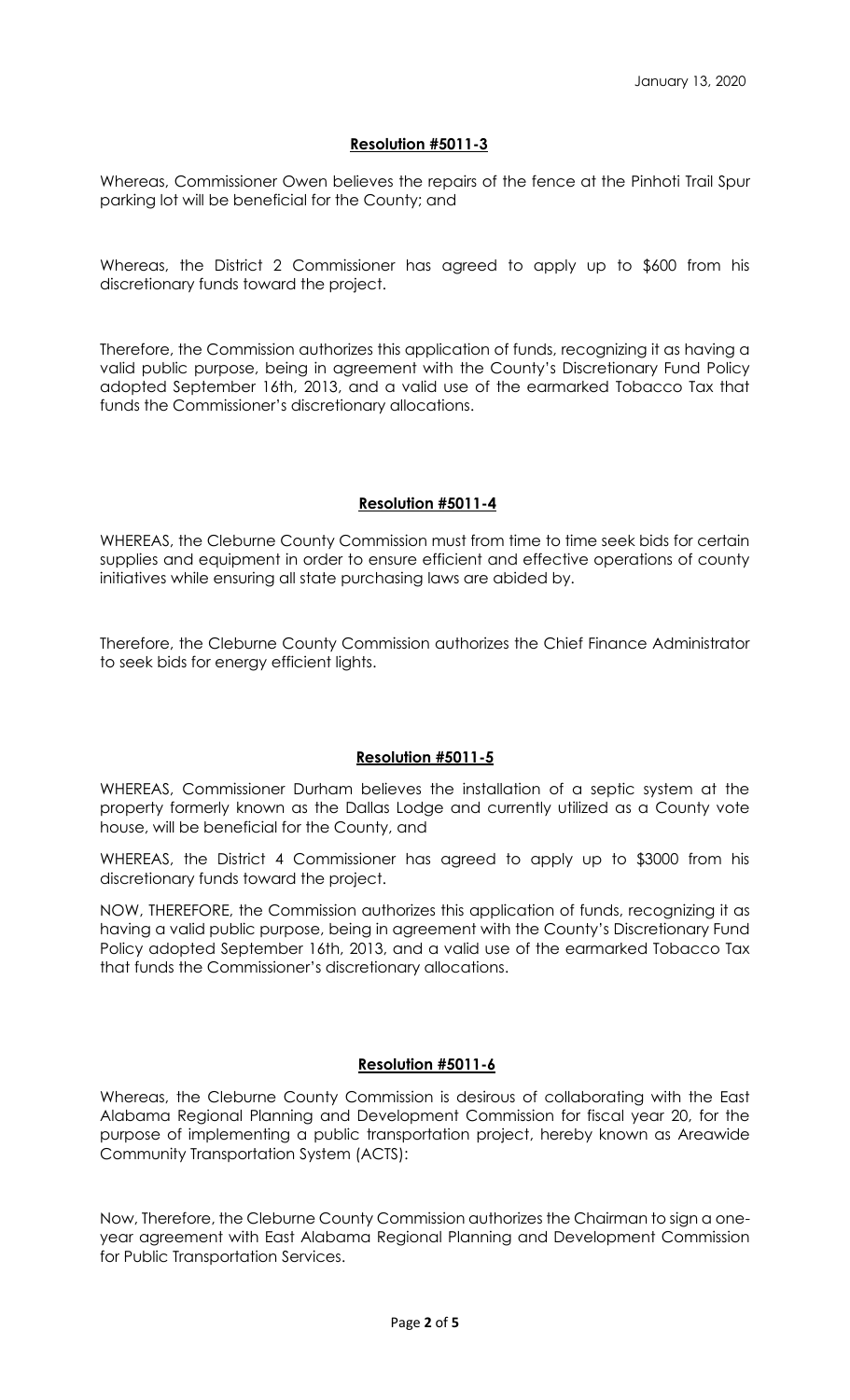January 13, 2020

**Resolution #5011-3**

Whereas, Commissioner Owen believes the repairs of the fence at the Pinhoti Trail Spur parking lot will be beneficial for the County; and

Whereas, the District 2 Commissioner has agreed to apply up to $600 from his discretionary funds toward the project.

Therefore, the Commission authorizes this application of funds, recognizing it as having a valid public purpose, being in agreement with the County's Discretionary Fund Policy adopted September 16th, 2013, and a valid use of the earmarked Tobacco Tax that funds the Commissioner's discretionary allocations.

**Resolution #5011-4**

WHEREAS, the Cleburne County Commission must from time to time seek bids for certain supplies and equipment in order to ensure efficient and effective operations of county initiatives while ensuring all state purchasing laws are abided by.

Therefore, the Cleburne County Commission authorizes the Chief Finance Administrator to seek bids for energy efficient lights.

**Resolution #5011-5**

WHEREAS, Commissioner Durham believes the installation of a septic system at the property formerly known as the Dallas Lodge and currently utilized as a County vote house, will be beneficial for the County, and

WHEREAS, the District 4 Commissioner has agreed to apply up to $3000 from his discretionary funds toward the project.

NOW, THEREFORE, the Commission authorizes this application of funds, recognizing it as having a valid public purpose, being in agreement with the County's Discretionary Fund Policy adopted September 16th, 2013, and a valid use of the earmarked Tobacco Tax that funds the Commissioner's discretionary allocations.

**Resolution #5011-6**

Whereas, the Cleburne County Commission is desirous of collaborating with the East Alabama Regional Planning and Development Commission for fiscal year 20, for the purpose of implementing a public transportation project, hereby known as Areawide Community Transportation System (ACTS):

Now, Therefore, the Cleburne County Commission authorizes the Chairman to sign a one-year agreement with East Alabama Regional Planning and Development Commission for Public Transportation Services.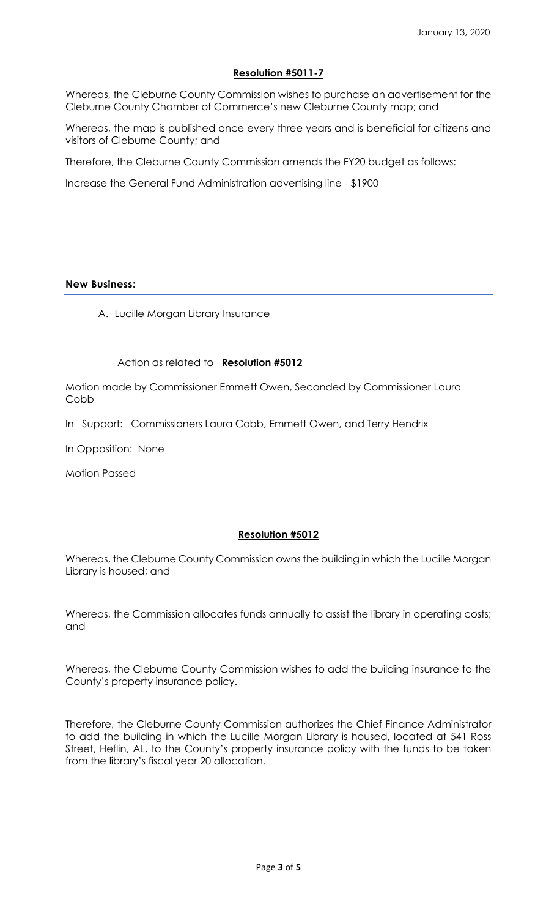January 13, 2020

**Resolution #5011-7**

Whereas, the Cleburne County Commission wishes to purchase an advertisement for the Cleburne County Chamber of Commerce's new Cleburne County map; and

Whereas, the map is published once every three years and is beneficial for citizens and visitors of Cleburne County; and

Therefore, the Cleburne County Commission amends the FY20 budget as follows:

Increase the General Fund Administration advertising line - $1900

**New Business:**

A. Lucille Morgan Library Insurance

Action as related to **Resolution #5012**

Motion made by Commissioner Emmett Owen, Seconded by Commissioner Laura Cobb

In Support: Commissioners Laura Cobb, Emmett Owen, and Terry Hendrix

In Opposition: None

Motion Passed

**Resolution #5012**

Whereas, the Cleburne County Commission owns the building in which the Lucille Morgan Library is housed; and

Whereas, the Commission allocates funds annually to assist the library in operating costs; and

Whereas, the Cleburne County Commission wishes to add the building insurance to the County's property insurance policy.

Therefore, the Cleburne County Commission authorizes the Chief Finance Administrator to add the building in which the Lucille Morgan Library is housed, located at 541 Ross Street, Heflin, AL, to the County's property insurance policy with the funds to be taken from the library's fiscal year 20 allocation.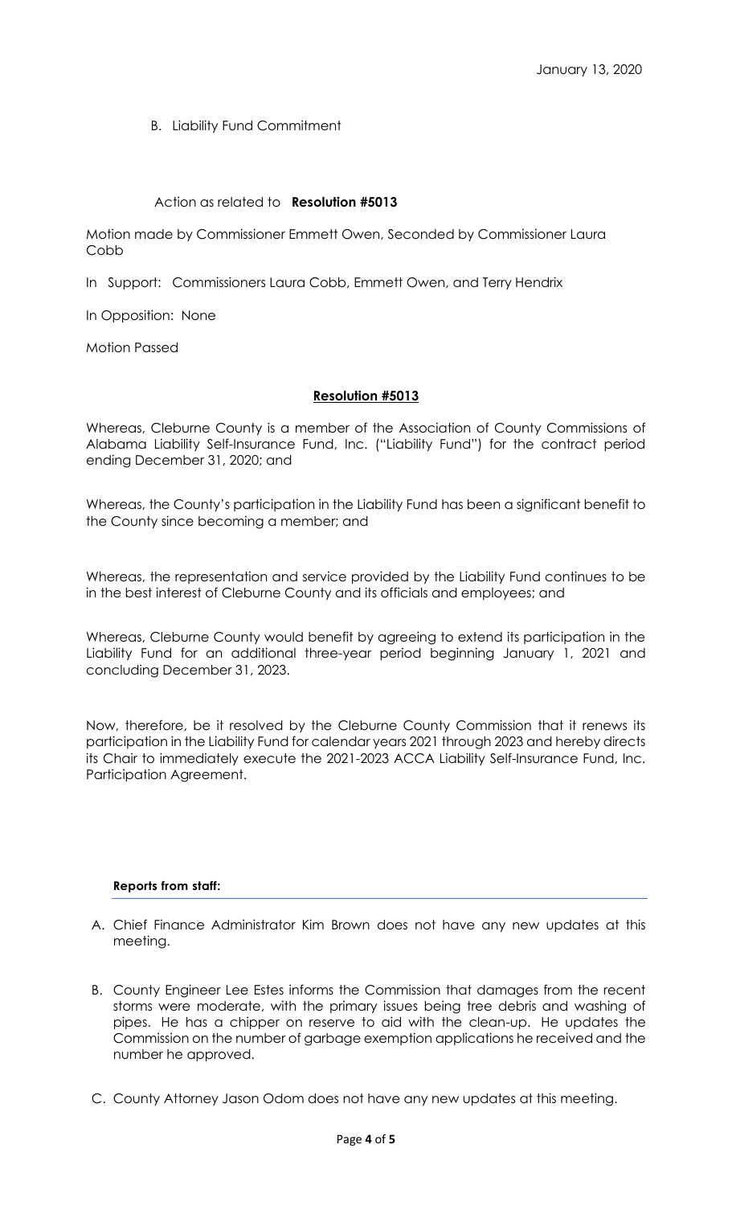B. Liability Fund Commitment

Action as related to **Resolution #5013**

Motion made by Commissioner Emmett Owen, Seconded by Commissioner Laura Cobb

In Support: Commissioners Laura Cobb, Emmett Owen, and Terry Hendrix

In Opposition: None

Motion Passed

**Resolution #5013**

Whereas, Cleburne County is a member of the Association of County Commissions of Alabama Liability Self-Insurance Fund, Inc. ("Liability Fund") for the contract period ending December 31, 2020; and

Whereas, the County's participation in the Liability Fund has been a significant benefit to the County since becoming a member; and

Whereas, the representation and service provided by the Liability Fund continues to be in the best interest of Cleburne County and its officials and employees; and

Whereas, Cleburne County would benefit by agreeing to extend its participation in the Liability Fund for an additional three-year period beginning January 1, 2021 and concluding December 31, 2023.

Now, therefore, be it resolved by the Cleburne County Commission that it renews its participation in the Liability Fund for calendar years 2021 through 2023 and hereby directs its Chair to immediately execute the 2021-2023 ACCA Liability Self-Insurance Fund, Inc. Participation Agreement.

**Reports from staff:**

A. Chief Finance Administrator Kim Brown does not have any new updates at this meeting.

B. County Engineer Lee Estes informs the Commission that damages from the recent storms were moderate, with the primary issues being tree debris and washing of pipes. He has a chipper on reserve to aid with the clean-up. He updates the Commission on the number of garbage exemption applications he received and the number he approved.

C. County Attorney Jason Odom does not have any new updates at this meeting.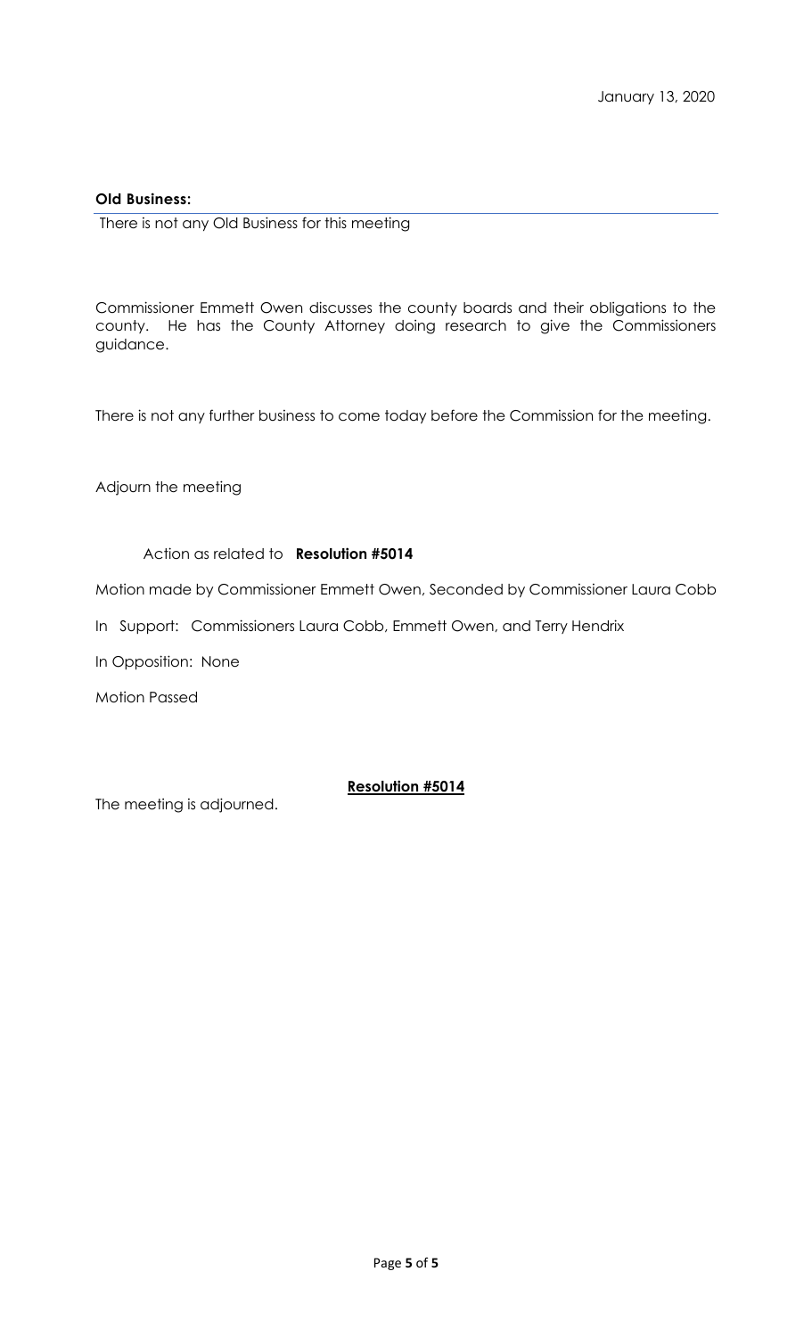January 13, 2020

**Old Business:**

There is not any Old Business for this meeting

Commissioner Emmett Owen discusses the county boards and their obligations to the county. He has the County Attorney doing research to give the Commissioners guidance.

There is not any further business to come today before the Commission for the meeting.

Adjourn the meeting

Action as related to **Resolution #5014**

Motion made by Commissioner Emmett Owen, Seconded by Commissioner Laura Cobb

In Support: Commissioners Laura Cobb, Emmett Owen, and Terry Hendrix

In Opposition: None

Motion Passed

**Resolution #5014**

The meeting is adjourned.